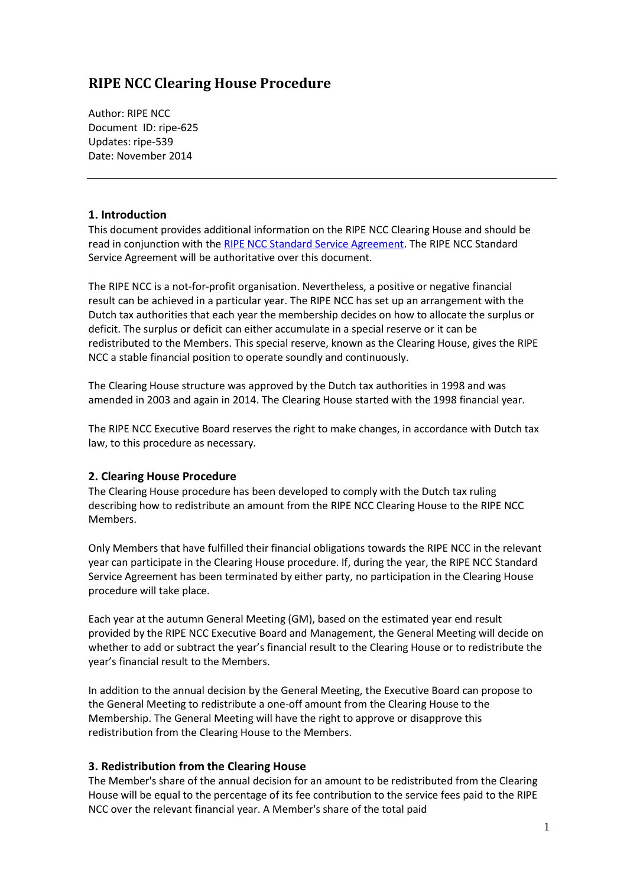# RIPE NCC Clearing House Procedure

Author: RIPE NCC
Document ID: ripe-625
Updates: ripe-539
Date: November 2014

---

## 1. Introduction

This document provides additional information on the RIPE NCC Clearing House and should be read in conjunction with the [RIPE NCC Standard Service Agreement](). The RIPE NCC Standard Service Agreement will be authoritative over this document.

The RIPE NCC is a not-for-profit organisation. Nevertheless, a positive or negative financial result can be achieved in a particular year. The RIPE NCC has set up an arrangement with the Dutch tax authorities that each year the membership decides on how to allocate the surplus or deficit. The surplus or deficit can either accumulate in a special reserve or it can be redistributed to the Members. This special reserve, known as the Clearing House, gives the RIPE NCC a stable financial position to operate soundly and continuously.

The Clearing House structure was approved by the Dutch tax authorities in 1998 and was amended in 2003 and again in 2014. The Clearing House started with the 1998 financial year.

The RIPE NCC Executive Board reserves the right to make changes, in accordance with Dutch tax law, to this procedure as necessary.

## 2. Clearing House Procedure

The Clearing House procedure has been developed to comply with the Dutch tax ruling describing how to redistribute an amount from the RIPE NCC Clearing House to the RIPE NCC Members.

Only Members that have fulfilled their financial obligations towards the RIPE NCC in the relevant year can participate in the Clearing House procedure. If, during the year, the RIPE NCC Standard Service Agreement has been terminated by either party, no participation in the Clearing House procedure will take place.

Each year at the autumn General Meeting (GM), based on the estimated year end result provided by the RIPE NCC Executive Board and Management, the General Meeting will decide on whether to add or subtract the year's financial result to the Clearing House or to redistribute the year's financial result to the Members.

In addition to the annual decision by the General Meeting, the Executive Board can propose to the General Meeting to redistribute a one-off amount from the Clearing House to the Membership. The General Meeting will have the right to approve or disapprove this redistribution from the Clearing House to the Members.

## 3. Redistribution from the Clearing House

The Member's share of the annual decision for an amount to be redistributed from the Clearing House will be equal to the percentage of its fee contribution to the service fees paid to the RIPE NCC over the relevant financial year. A Member's share of the total paid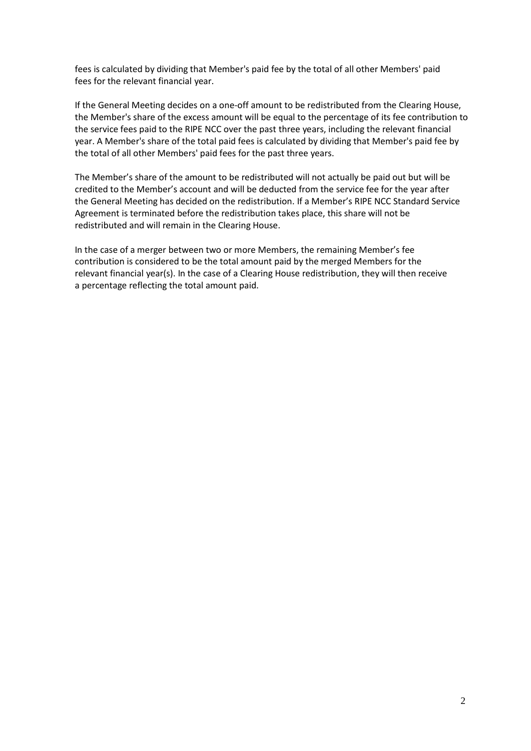fees is calculated by dividing that Member's paid fee by the total of all other Members' paid fees for the relevant financial year.

If the General Meeting decides on a one-off amount to be redistributed from the Clearing House, the Member's share of the excess amount will be equal to the percentage of its fee contribution to the service fees paid to the RIPE NCC over the past three years, including the relevant financial year. A Member's share of the total paid fees is calculated by dividing that Member's paid fee by the total of all other Members' paid fees for the past three years.

The Member's share of the amount to be redistributed will not actually be paid out but will be credited to the Member's account and will be deducted from the service fee for the year after the General Meeting has decided on the redistribution. If a Member's RIPE NCC Standard Service Agreement is terminated before the redistribution takes place, this share will not be redistributed and will remain in the Clearing House.

In the case of a merger between two or more Members, the remaining Member's fee contribution is considered to be the total amount paid by the merged Members for the relevant financial year(s). In the case of a Clearing House redistribution, they will then receive a percentage reflecting the total amount paid.